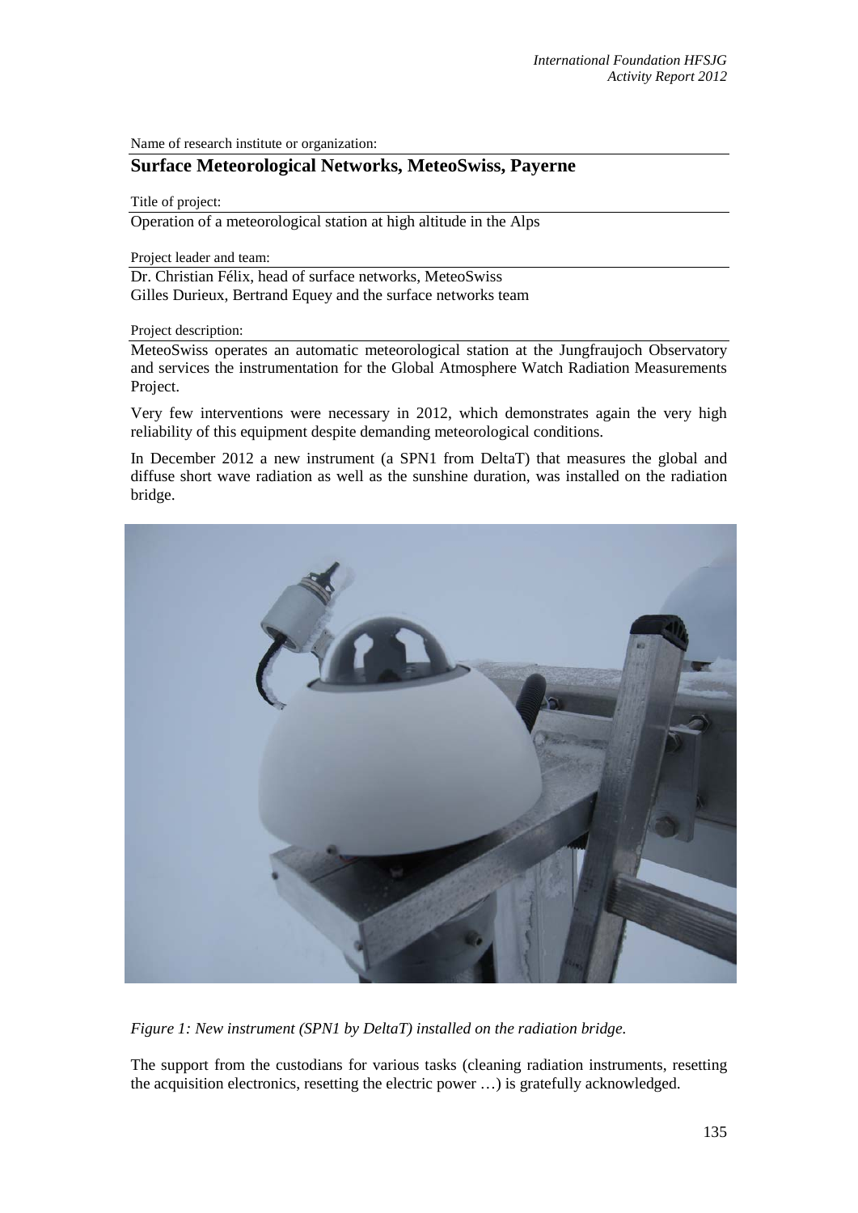Name of research institute or organization:

## Surface Meteorological Networks, MeteoSwiss, Payerne

Title of project:

Operation of a meteorological station at high altitude in the Alps

Project leader and team:

Dr. Christian Félix, head of surface networks, MeteoSwiss
Gilles Durieux, Bertrand Equey and the surface networks team

Project description:

MeteoSwiss operates an automatic meteorological station at the Jungfraujoch Observatory and services the instrumentation for the Global Atmosphere Watch Radiation Measurements Project.

Very few interventions were necessary in 2012, which demonstrates again the very high reliability of this equipment despite demanding meteorological conditions.

In December 2012 a new instrument (a SPN1 from DeltaT) that measures the global and diffuse short wave radiation as well as the sunshine duration, was installed on the radiation bridge.

*Figure 1: New instrument (SPN1 by DeltaT) installed on the radiation bridge.*

The support from the custodians for various tasks (cleaning radiation instruments, resetting the acquisition electronics, resetting the electric power …) is gratefully acknowledged.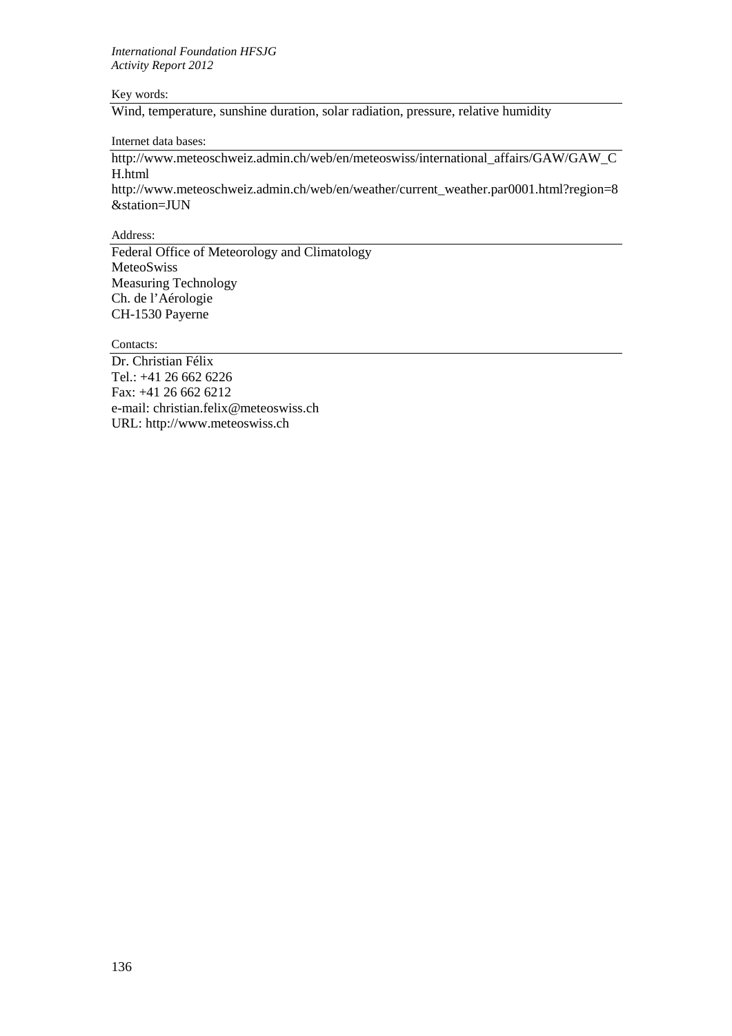Key words:

Wind, temperature, sunshine duration, solar radiation, pressure, relative humidity

Internet data bases:

http://www.meteoschweiz.admin.ch/web/en/meteoswiss/international_affairs/GAW/GAW_CH.html

http://www.meteoschweiz.admin.ch/web/en/weather/current_weather.par0001.html?region=8&station=JUN

Address:

Federal Office of Meteorology and Climatology
MeteoSwiss
Measuring Technology
Ch. de l'Aérologie
CH-1530 Payerne

Contacts:

Dr. Christian Félix
Tel.: +41 26 662 6226
Fax: +41 26 662 6212
e-mail: christian.felix@meteoswiss.ch
URL: http://www.meteoswiss.ch